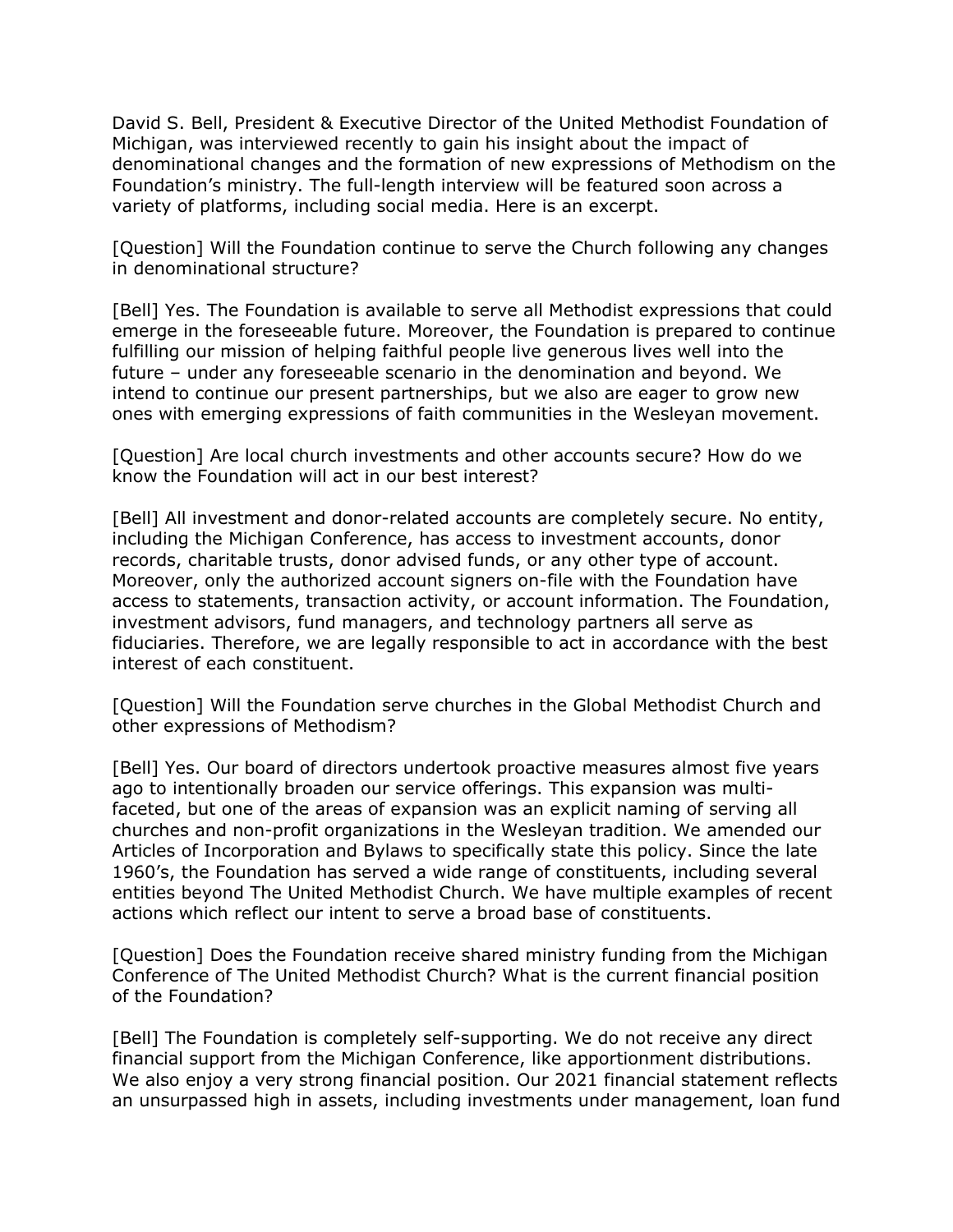David S. Bell, President & Executive Director of the United Methodist Foundation of Michigan, was interviewed recently to gain his insight about the impact of denominational changes and the formation of new expressions of Methodism on the Foundation's ministry. The full-length interview will be featured soon across a variety of platforms, including social media. Here is an excerpt.

[Question] Will the Foundation continue to serve the Church following any changes in denominational structure?

[Bell] Yes. The Foundation is available to serve all Methodist expressions that could emerge in the foreseeable future. Moreover, the Foundation is prepared to continue fulfilling our mission of helping faithful people live generous lives well into the future – under any foreseeable scenario in the denomination and beyond. We intend to continue our present partnerships, but we also are eager to grow new ones with emerging expressions of faith communities in the Wesleyan movement.

[Question] Are local church investments and other accounts secure? How do we know the Foundation will act in our best interest?

[Bell] All investment and donor-related accounts are completely secure. No entity, including the Michigan Conference, has access to investment accounts, donor records, charitable trusts, donor advised funds, or any other type of account. Moreover, only the authorized account signers on-file with the Foundation have access to statements, transaction activity, or account information. The Foundation, investment advisors, fund managers, and technology partners all serve as fiduciaries. Therefore, we are legally responsible to act in accordance with the best interest of each constituent.

[Question] Will the Foundation serve churches in the Global Methodist Church and other expressions of Methodism?

[Bell] Yes. Our board of directors undertook proactive measures almost five years ago to intentionally broaden our service offerings. This expansion was multi-faceted, but one of the areas of expansion was an explicit naming of serving all churches and non-profit organizations in the Wesleyan tradition. We amended our Articles of Incorporation and Bylaws to specifically state this policy. Since the late 1960's, the Foundation has served a wide range of constituents, including several entities beyond The United Methodist Church. We have multiple examples of recent actions which reflect our intent to serve a broad base of constituents.

[Question] Does the Foundation receive shared ministry funding from the Michigan Conference of The United Methodist Church? What is the current financial position of the Foundation?

[Bell] The Foundation is completely self-supporting. We do not receive any direct financial support from the Michigan Conference, like apportionment distributions. We also enjoy a very strong financial position. Our 2021 financial statement reflects an unsurpassed high in assets, including investments under management, loan fund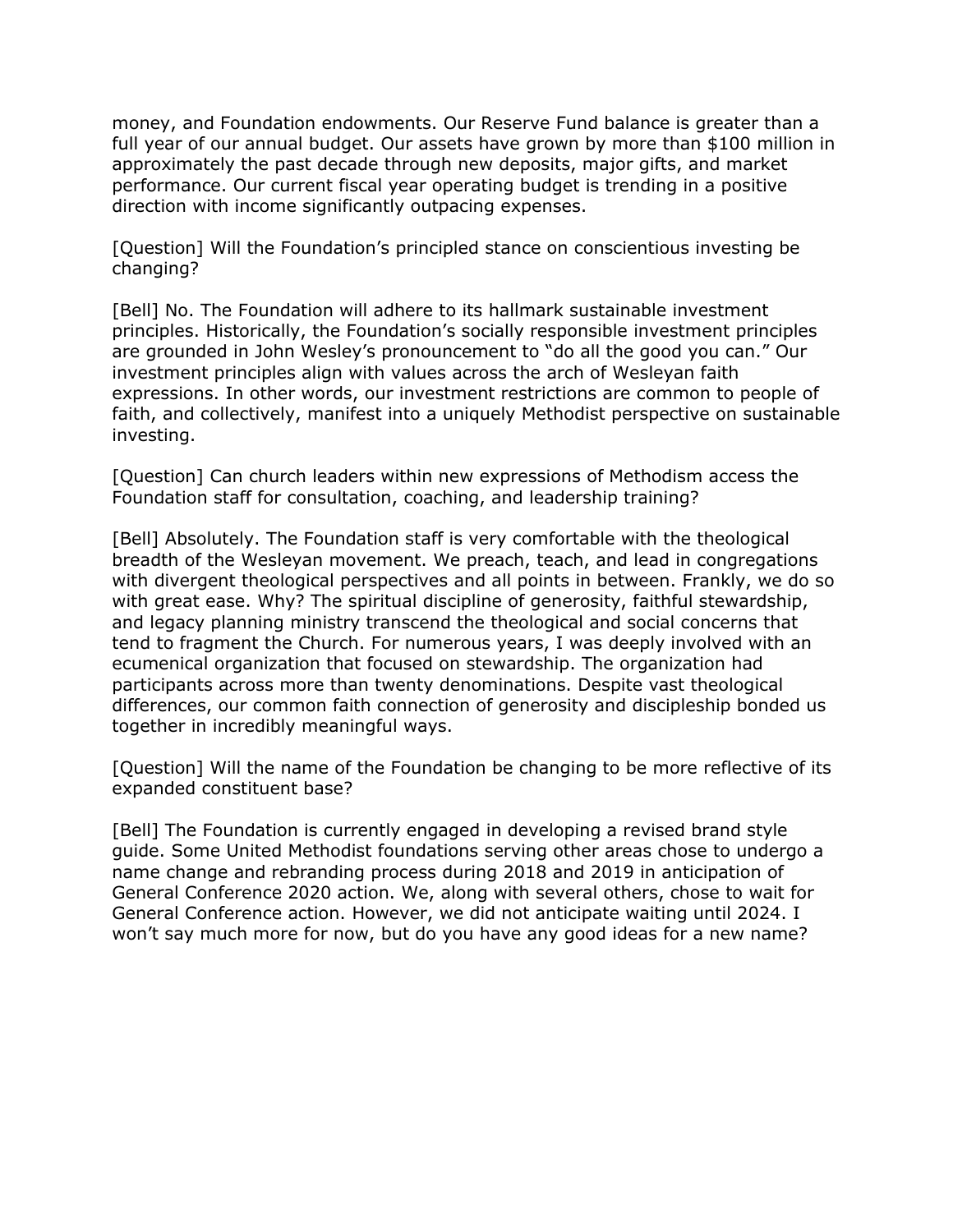money, and Foundation endowments. Our Reserve Fund balance is greater than a full year of our annual budget. Our assets have grown by more than $100 million in approximately the past decade through new deposits, major gifts, and market performance. Our current fiscal year operating budget is trending in a positive direction with income significantly outpacing expenses.

[Question] Will the Foundation's principled stance on conscientious investing be changing?

[Bell] No. The Foundation will adhere to its hallmark sustainable investment principles. Historically, the Foundation's socially responsible investment principles are grounded in John Wesley's pronouncement to "do all the good you can." Our investment principles align with values across the arch of Wesleyan faith expressions. In other words, our investment restrictions are common to people of faith, and collectively, manifest into a uniquely Methodist perspective on sustainable investing.

[Question] Can church leaders within new expressions of Methodism access the Foundation staff for consultation, coaching, and leadership training?

[Bell] Absolutely. The Foundation staff is very comfortable with the theological breadth of the Wesleyan movement. We preach, teach, and lead in congregations with divergent theological perspectives and all points in between. Frankly, we do so with great ease. Why? The spiritual discipline of generosity, faithful stewardship, and legacy planning ministry transcend the theological and social concerns that tend to fragment the Church. For numerous years, I was deeply involved with an ecumenical organization that focused on stewardship. The organization had participants across more than twenty denominations. Despite vast theological differences, our common faith connection of generosity and discipleship bonded us together in incredibly meaningful ways.

[Question] Will the name of the Foundation be changing to be more reflective of its expanded constituent base?

[Bell] The Foundation is currently engaged in developing a revised brand style guide. Some United Methodist foundations serving other areas chose to undergo a name change and rebranding process during 2018 and 2019 in anticipation of General Conference 2020 action. We, along with several others, chose to wait for General Conference action. However, we did not anticipate waiting until 2024. I won't say much more for now, but do you have any good ideas for a new name?